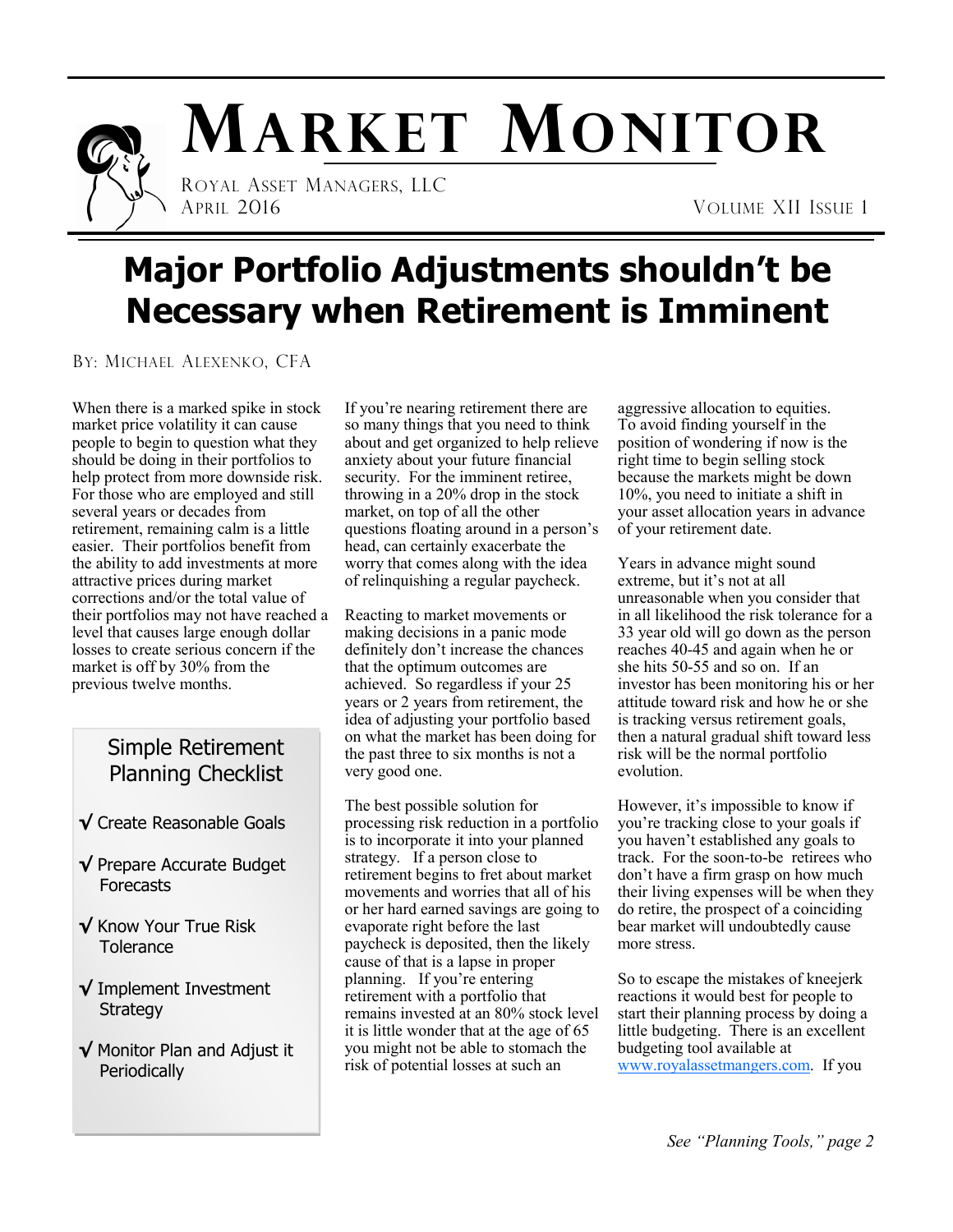# Market Monitor

Royal Asset Managers, LLC
April 2016

Volume XII Issue 1

# Major Portfolio Adjustments shouldn't be Necessary when Retirement is Imminent

By: Michael Alexenko, CFA

When there is a marked spike in stock market price volatility it can cause people to begin to question what they should be doing in their portfolios to help protect from more downside risk. For those who are employed and still several years or decades from retirement, remaining calm is a little easier. Their portfolios benefit from the ability to add investments at more attractive prices during market corrections and/or the total value of their portfolios may not have reached a level that causes large enough dollar losses to create serious concern if the market is off by 30% from the previous twelve months.

> **Simple Retirement Planning Checklist**
>
> √ Create Reasonable Goals
>
> √ Prepare Accurate Budget Forecasts
>
> √ Know Your True Risk Tolerance
>
> √ Implement Investment Strategy
>
> √ Monitor Plan and Adjust it Periodically

If you're nearing retirement there are so many things that you need to think about and get organized to help relieve anxiety about your future financial security. For the imminent retiree, throwing in a 20% drop in the stock market, on top of all the other questions floating around in a person's head, can certainly exacerbate the worry that comes along with the idea of relinquishing a regular paycheck.

Reacting to market movements or making decisions in a panic mode definitely don't increase the chances that the optimum outcomes are achieved. So regardless if your 25 years or 2 years from retirement, the idea of adjusting your portfolio based on what the market has been doing for the past three to six months is not a very good one.

The best possible solution for processing risk reduction in a portfolio is to incorporate it into your planned strategy. If a person close to retirement begins to fret about market movements and worries that all of his or her hard earned savings are going to evaporate right before the last paycheck is deposited, then the likely cause of that is a lapse in proper planning. If you're entering retirement with a portfolio that remains invested at an 80% stock level it is little wonder that at the age of 65 you might not be able to stomach the risk of potential losses at such an aggressive allocation to equities. To avoid finding yourself in the position of wondering if now is the right time to begin selling stock because the markets might be down 10%, you need to initiate a shift in your asset allocation years in advance of your retirement date.

Years in advance might sound extreme, but it's not at all unreasonable when you consider that in all likelihood the risk tolerance for a 33 year old will go down as the person reaches 40-45 and again when he or she hits 50-55 and so on. If an investor has been monitoring his or her attitude toward risk and how he or she is tracking versus retirement goals, then a natural gradual shift toward less risk will be the normal portfolio evolution.

However, it's impossible to know if you're tracking close to your goals if you haven't established any goals to track. For the soon-to-be retirees who don't have a firm grasp on how much their living expenses will be when they do retire, the prospect of a coinciding bear market will undoubtedly cause more stress.

So to escape the mistakes of kneejerk reactions it would best for people to start their planning process by doing a little budgeting. There is an excellent budgeting tool available at [www.royalassetmangers.com](www.royalassetmangers.com). If you

*See "Planning Tools," page 2*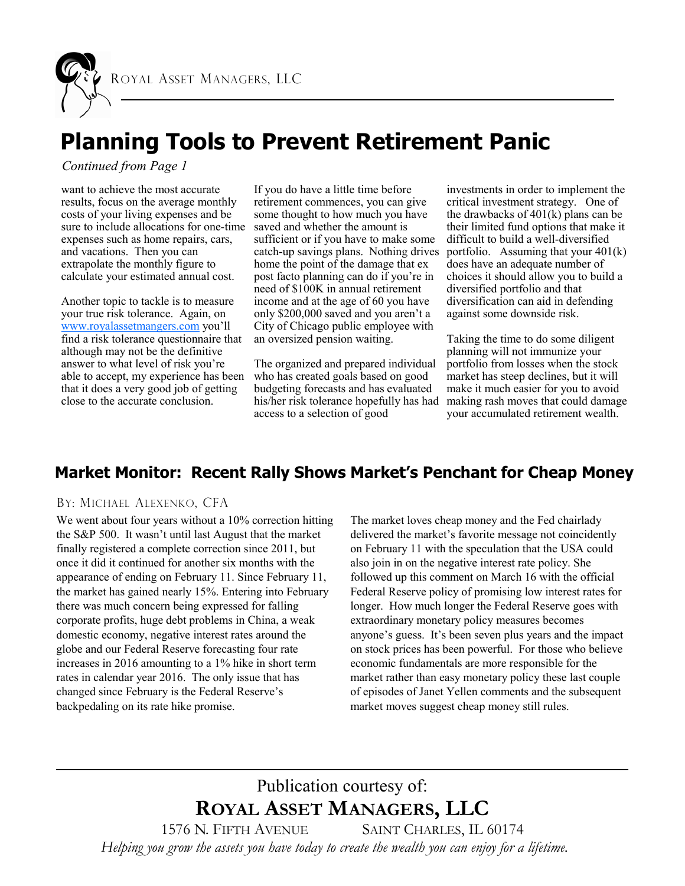# Planning Tools to Prevent Retirement Panic

*Continued from Page 1*

want to achieve the most accurate results, focus on the average monthly costs of your living expenses and be sure to include allocations for one-time expenses such as home repairs, cars, and vacations. Then you can extrapolate the monthly figure to calculate your estimated annual cost.

Another topic to tackle is to measure your true risk tolerance. Again, on www.royalassetmangers.com you'll find a risk tolerance questionnaire that although may not be the definitive answer to what level of risk you're able to accept, my experience has been that it does a very good job of getting close to the accurate conclusion.

If you do have a little time before retirement commences, you can give some thought to how much you have saved and whether the amount is sufficient or if you have to make some catch-up savings plans. Nothing drives home the point of the damage that ex post facto planning can do if you're in need of $100K in annual retirement income and at the age of 60 you have only $200,000 saved and you aren't a City of Chicago public employee with an oversized pension waiting.

The organized and prepared individual who has created goals based on good budgeting forecasts and has evaluated his/her risk tolerance hopefully has had access to a selection of good investments in order to implement the critical investment strategy. One of the drawbacks of 401(k) plans can be their limited fund options that make it difficult to build a well-diversified portfolio. Assuming that your 401(k) does have an adequate number of choices it should allow you to build a diversified portfolio and that diversification can aid in defending against some downside risk.

Taking the time to do some diligent planning will not immunize your portfolio from losses when the stock market has steep declines, but it will make it much easier for you to avoid making rash moves that could damage your accumulated retirement wealth.

## Market Monitor: Recent Rally Shows Market's Penchant for Cheap Money

By: Michael Alexenko, CFA

We went about four years without a 10% correction hitting the S&P 500. It wasn't until last August that the market finally registered a complete correction since 2011, but once it did it continued for another six months with the appearance of ending on February 11. Since February 11, the market has gained nearly 15%. Entering into February there was much concern being expressed for falling corporate profits, huge debt problems in China, a weak domestic economy, negative interest rates around the globe and our Federal Reserve forecasting four rate increases in 2016 amounting to a 1% hike in short term rates in calendar year 2016. The only issue that has changed since February is the Federal Reserve's backpedaling on its rate hike promise.

The market loves cheap money and the Fed chairlady delivered the market's favorite message not coincidently on February 11 with the speculation that the USA could also join in on the negative interest rate policy. She followed up this comment on March 16 with the official Federal Reserve policy of promising low interest rates for longer. How much longer the Federal Reserve goes with extraordinary monetary policy measures becomes anyone's guess. It's been seven plus years and the impact on stock prices has been powerful. For those who believe economic fundamentals are more responsible for the market rather than easy monetary policy these last couple of episodes of Janet Yellen comments and the subsequent market moves suggest cheap money still rules.

Publication courtesy of:

**Royal Asset Managers, LLC**

1576 N. Fifth Avenue Saint Charles, IL 60174

*Helping you grow the assets you have today to create the wealth you can enjoy for a lifetime.*